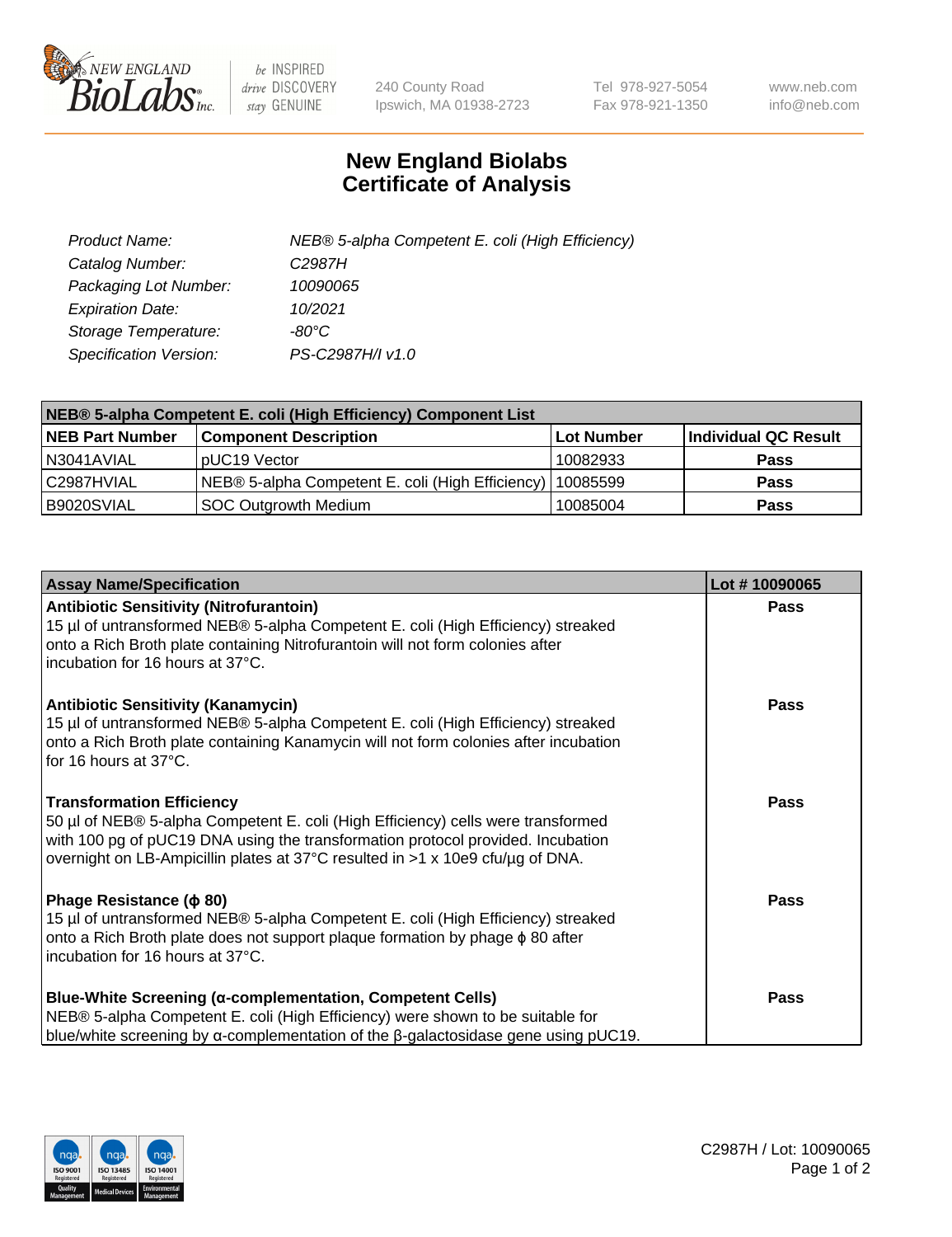New England BioLabs Inc. — be INSPIRED drive DISCOVERY stay GENUINE

240 County Road
Ipswich, MA 01938-2723

Tel 978-927-5054
Fax 978-921-1350

www.neb.com
info@neb.com

# New England Biolabs
# Certificate of Analysis

| | |
|---|---|
| *Product Name:* | *NEB® 5-alpha Competent E. coli (High Efficiency)* |
| *Catalog Number:* | *C2987H* |
| *Packaging Lot Number:* | *10090065* |
| *Expiration Date:* | *10/2021* |
| *Storage Temperature:* | *-80°C* |
| *Specification Version:* | *PS-C2987H/I v1.0* |

**NEB® 5-alpha Competent E. coli (High Efficiency) Component List**

| NEB Part Number | Component Description | Lot Number | Individual QC Result |
|---|---|---|---|
| N3041AVIAL | pUC19 Vector | 10082933 | **Pass** |
| C2987HVIAL | NEB® 5-alpha Competent E. coli (High Efficiency) | 10085599 | **Pass** |
| B9020SVIAL | SOC Outgrowth Medium | 10085004 | **Pass** |

| Assay Name/Specification | Lot # 10090065 |
|---|---|
| **Antibiotic Sensitivity (Nitrofurantoin)** 15 µl of untransformed NEB® 5-alpha Competent E. coli (High Efficiency) streaked onto a Rich Broth plate containing Nitrofurantoin will not form colonies after incubation for 16 hours at 37°C. | **Pass** |
| **Antibiotic Sensitivity (Kanamycin)** 15 µl of untransformed NEB® 5-alpha Competent E. coli (High Efficiency) streaked onto a Rich Broth plate containing Kanamycin will not form colonies after incubation for 16 hours at 37°C. | **Pass** |
| **Transformation Efficiency** 50 µl of NEB® 5-alpha Competent E. coli (High Efficiency) cells were transformed with 100 pg of pUC19 DNA using the transformation protocol provided. Incubation overnight on LB-Ampicillin plates at 37°C resulted in >1 x 10e9 cfu/µg of DNA. | **Pass** |
| **Phage Resistance (ϕ 80)** 15 µl of untransformed NEB® 5-alpha Competent E. coli (High Efficiency) streaked onto a Rich Broth plate does not support plaque formation by phage ϕ 80 after incubation for 16 hours at 37°C. | **Pass** |
| **Blue-White Screening (α-complementation, Competent Cells)** NEB® 5-alpha Competent E. coli (High Efficiency) were shown to be suitable for blue/white screening by α-complementation of the β-galactosidase gene using pUC19. | **Pass** |

C2987H / Lot: 10090065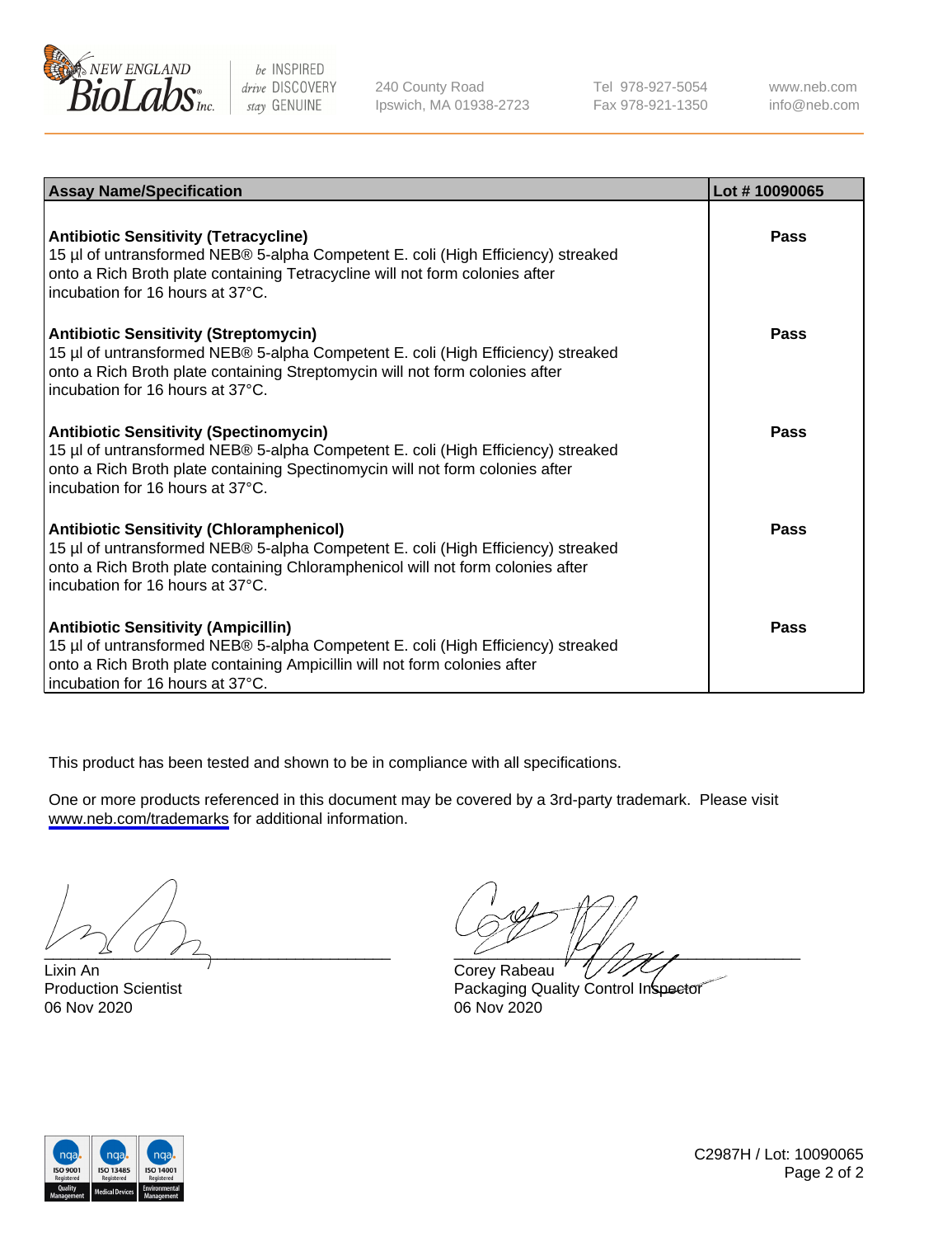| Assay Name/Specification | Lot # 10090065 |
|---|---|
| **Antibiotic Sensitivity (Tetracycline)**<br>15 µl of untransformed NEB® 5-alpha Competent E. coli (High Efficiency) streaked onto a Rich Broth plate containing Tetracycline will not form colonies after incubation for 16 hours at 37°C. | **Pass** |
| **Antibiotic Sensitivity (Streptomycin)**<br>15 µl of untransformed NEB® 5-alpha Competent E. coli (High Efficiency) streaked onto a Rich Broth plate containing Streptomycin will not form colonies after incubation for 16 hours at 37°C. | **Pass** |
| **Antibiotic Sensitivity (Spectinomycin)**<br>15 µl of untransformed NEB® 5-alpha Competent E. coli (High Efficiency) streaked onto a Rich Broth plate containing Spectinomycin will not form colonies after incubation for 16 hours at 37°C. | **Pass** |
| **Antibiotic Sensitivity (Chloramphenicol)**<br>15 µl of untransformed NEB® 5-alpha Competent E. coli (High Efficiency) streaked onto a Rich Broth plate containing Chloramphenicol will not form colonies after incubation for 16 hours at 37°C. | **Pass** |
| **Antibiotic Sensitivity (Ampicillin)**<br>15 µl of untransformed NEB® 5-alpha Competent E. coli (High Efficiency) streaked onto a Rich Broth plate containing Ampicillin will not form colonies after incubation for 16 hours at 37°C. | **Pass** |

This product has been tested and shown to be in compliance with all specifications.

One or more products referenced in this document may be covered by a 3rd-party trademark. Please visit www.neb.com/trademarks for additional information.

Lixin An
Production Scientist
06 Nov 2020

Corey Rabeau
Packaging Quality Control Inspector
06 Nov 2020

C2987H / Lot: 10090065